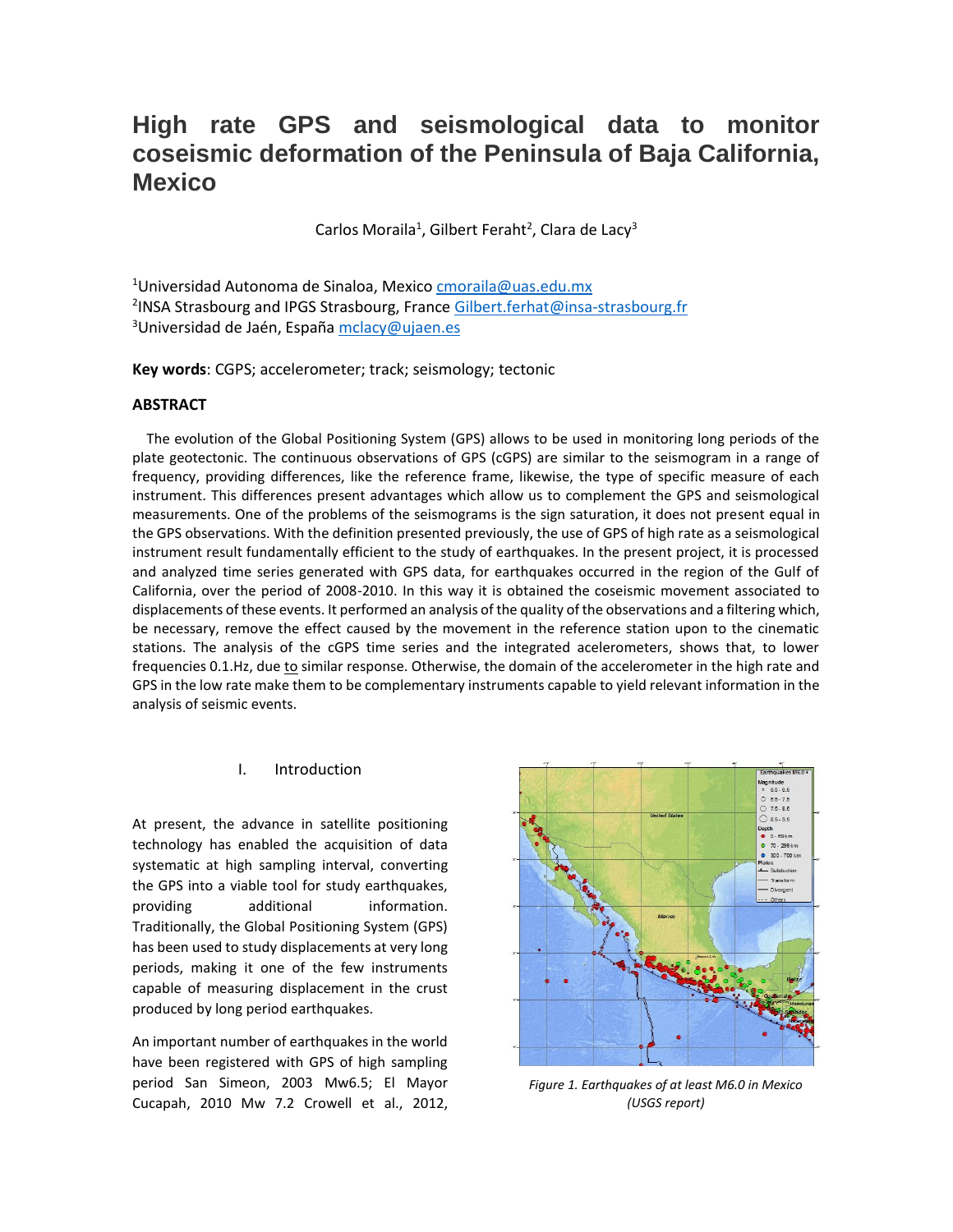# High rate GPS and seismological data to monitor coseismic deformation of the Peninsula of Baja California, Mexico

Carlos Moraila[1], Gilbert Feraht[2], Clara de Lacy[3]

[1]Universidad Autonoma de Sinaloa, Mexico cmoraila@uas.edu.mx
[2]INSA Strasbourg and IPGS Strasbourg, France Gilbert.ferhat@insa-strasbourg.fr
[3]Universidad de Jaén, España mclacy@ujaen.es

**Key words**: CGPS; accelerometer; track; seismology; tectonic

## ABSTRACT

The evolution of the Global Positioning System (GPS) allows to be used in monitoring long periods of the plate geotectonic. The continuous observations of GPS (cGPS) are similar to the seismogram in a range of frequency, providing differences, like the reference frame, likewise, the type of specific measure of each instrument. This differences present advantages which allow us to complement the GPS and seismological measurements. One of the problems of the seismograms is the sign saturation, it does not present equal in the GPS observations. With the definition presented previously, the use of GPS of high rate as a seismological instrument result fundamentally efficient to the study of earthquakes. In the present project, it is processed and analyzed time series generated with GPS data, for earthquakes occurred in the region of the Gulf of California, over the period of 2008-2010. In this way it is obtained the coseismic movement associated to displacements of these events. It performed an analysis of the quality of the observations and a filtering which, be necessary, remove the effect caused by the movement in the reference station upon to the cinematic stations. The analysis of the cGPS time series and the integrated accelerometers, shows that, to lower frequencies 0.1.Hz, due to similar response. Otherwise, the domain of the accelerometer in the high rate and GPS in the low rate make them to be complementary instruments capable to yield relevant information in the analysis of seismic events.

## I. Introduction

At present, the advance in satellite positioning technology has enabled the acquisition of data systematic at high sampling interval, converting the GPS into a viable tool for study earthquakes, providing additional information. Traditionally, the Global Positioning System (GPS) has been used to study displacements at very long periods, making it one of the few instruments capable of measuring displacement in the crust produced by long period earthquakes.

An important number of earthquakes in the world have been registered with GPS of high sampling period San Simeon, 2003 Mw6.5; El Mayor Cucapah, 2010 Mw 7.2 Crowell et al., 2012,

*Figure 1. Earthquakes of at least M6.0 in Mexico (USGS report)*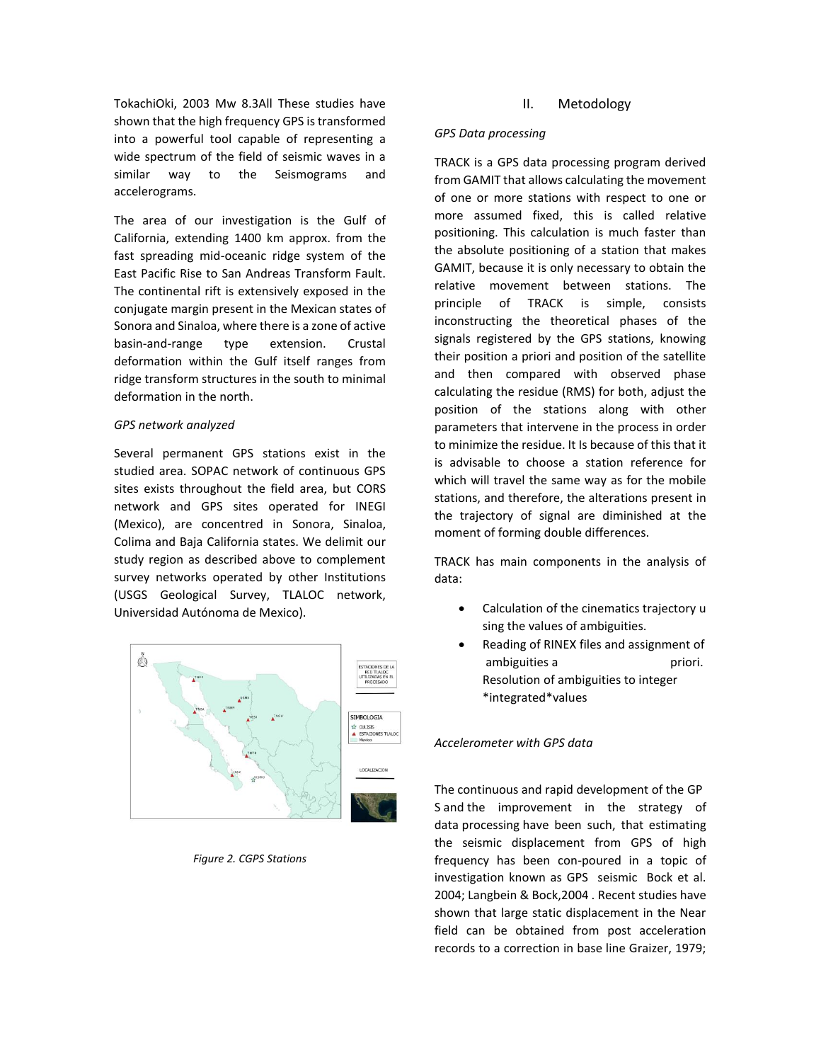TokachiOki, 2003 Mw 8.3All These studies have shown that the high frequency GPS is transformed into a powerful tool capable of representing a wide spectrum of the field of seismic waves in a similar way to the Seismograms and accelerograms.

The area of our investigation is the Gulf of California, extending 1400 km approx. from the fast spreading mid-oceanic ridge system of the East Pacific Rise to San Andreas Transform Fault. The continental rift is extensively exposed in the conjugate margin present in the Mexican states of Sonora and Sinaloa, where there is a zone of active basin-and-range type extension. Crustal deformation within the Gulf itself ranges from ridge transform structures in the south to minimal deformation in the north.

*GPS network analyzed*

Several permanent GPS stations exist in the studied area. SOPAC network of continuous GPS sites exists throughout the field area, but CORS network and GPS sites operated for INEGI (Mexico), are concentred in Sonora, Sinaloa, Colima and Baja California states. We delimit our study region as described above to complement survey networks operated by other Institutions (USGS Geological Survey, TLALOC network, Universidad Autónoma de Mexico).

*Figure 2. CGPS Stations*

## II. Metodology

*GPS Data processing*

TRACK is a GPS data processing program derived from GAMIT that allows calculating the movement of one or more stations with respect to one or more assumed fixed, this is called relative positioning. This calculation is much faster than the absolute positioning of a station that makes GAMIT, because it is only necessary to obtain the relative movement between stations. The principle of TRACK is simple, consists inconstructing the theoretical phases of the signals registered by the GPS stations, knowing their position a priori and position of the satellite and then compared with observed phase calculating the residue (RMS) for both, adjust the position of the stations along with other parameters that intervene in the process in order to minimize the residue. It Is because of this that it is advisable to choose a station reference for which will travel the same way as for the mobile stations, and therefore, the alterations present in the trajectory of signal are diminished at the moment of forming double differences.

TRACK has main components in the analysis of data:

- Calculation of the cinematics trajectory u sing the values of ambiguities.
- Reading of RINEX files and assignment of ambiguities a priori. Resolution of ambiguities to integer *integrated*values

*Accelerometer with GPS data*

The continuous and rapid development of the GP S and the improvement in the strategy of data processing have been such, that estimating the seismic displacement from GPS of high frequency has been con-poured in a topic of investigation known as GPS seismic Bock et al. 2004; Langbein & Bock,2004 . Recent studies have shown that large static displacement in the Near field can be obtained from post acceleration records to a correction in base line Graizer, 1979;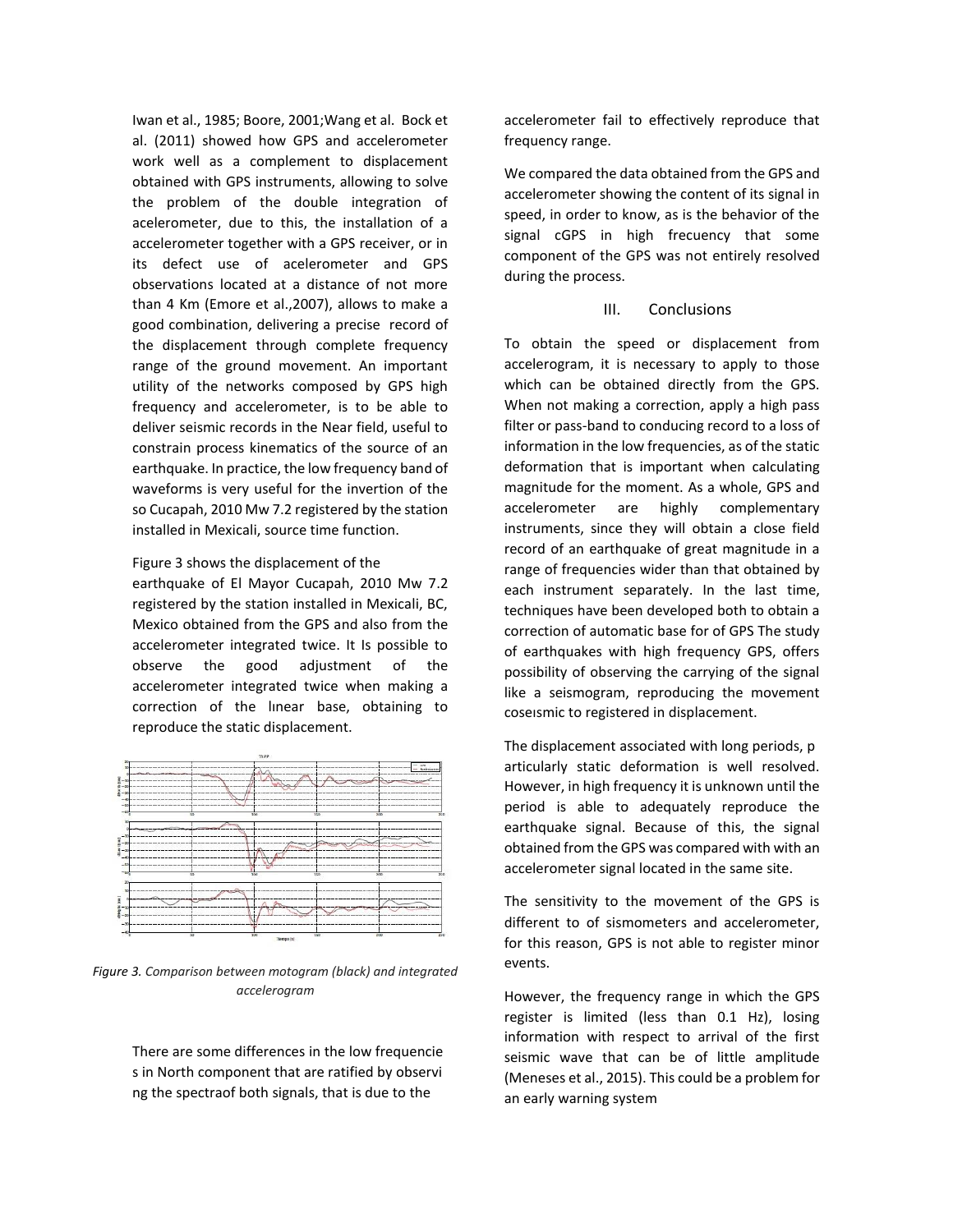Iwan et al., 1985; Boore, 2001;Wang et al. Bock et al. (2011) showed how GPS and accelerometer work well as a complement to displacement obtained with GPS instruments, allowing to solve the problem of the double integration of acelerometer, due to this, the installation of a accelerometer together with a GPS receiver, or in its defect use of accelerometer and GPS observations located at a distance of not more than 4 Km (Emore et al.,2007), allows to make a good combination, delivering a precise record of the displacement through complete frequency range of the ground movement. An important utility of the networks composed by GPS high frequency and accelerometer, is to be able to deliver seismic records in the Near field, useful to constrain process kinematics of the source of an earthquake. In practice, the low frequency band of waveforms is very useful for the invertion of the so Cucapah, 2010 Mw 7.2 registered by the station installed in Mexicali, source time function.

Figure 3 shows the displacement of the earthquake of El Mayor Cucapah, 2010 Mw 7.2 registered by the station installed in Mexicali, BC, Mexico obtained from the GPS and also from the accelerometer integrated twice. It Is possible to observe the good adjustment of the accelerometer integrated twice when making a correction of the lınear base, obtaining to reproduce the static displacement.

*Figure 3. Comparison between motogram (black) and integrated accelerogram*

There are some differences in the low frequencie s in North component that are ratified by observi ng the spectraof both signals, that is due to the accelerometer fail to effectively reproduce that frequency range.

We compared the data obtained from the GPS and accelerometer showing the content of its signal in speed, in order to know, as is the behavior of the signal cGPS in high frecuency that some component of the GPS was not entirely resolved during the process.

## III. Conclusions

To obtain the speed or displacement from accelerogram, it is necessary to apply to those which can be obtained directly from the GPS. When not making a correction, apply a high pass filter or pass-band to conducing record to a loss of information in the low frequencies, as of the static deformation that is important when calculating magnitude for the moment. As a whole, GPS and accelerometer are highly complementary instruments, since they will obtain a close field record of an earthquake of great magnitude in a range of frequencies wider than that obtained by each instrument separately. In the last time, techniques have been developed both to obtain a correction of automatic base for of GPS The study of earthquakes with high frequency GPS, offers possibility of observing the carrying of the signal like a seismogram, reproducing the movement coseısmic to registered in displacement.

The displacement associated with long periods, p articularly static deformation is well resolved. However, in high frequency it is unknown until the period is able to adequately reproduce the earthquake signal. Because of this, the signal obtained from the GPS was compared with with an accelerometer signal located in the same site.

The sensitivity to the movement of the GPS is different to of sismometers and accelerometer, for this reason, GPS is not able to register minor events.

However, the frequency range in which the GPS register is limited (less than 0.1 Hz), losing information with respect to arrival of the first seismic wave that can be of little amplitude (Meneses et al., 2015). This could be a problem for an early warning system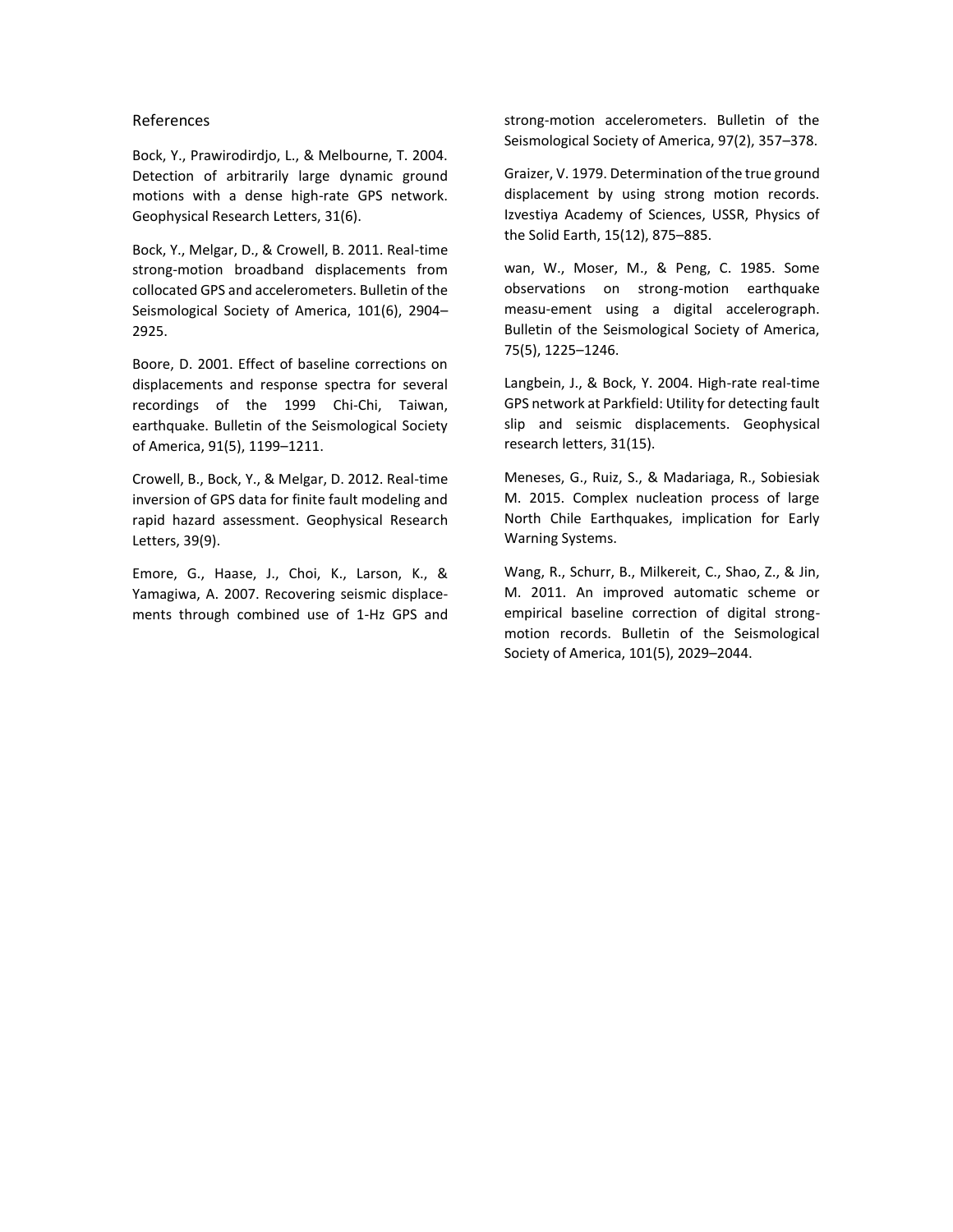## References

Bock, Y., Prawirodirdjo, L., & Melbourne, T. 2004. Detection of arbitrarily large dynamic ground motions with a dense high-rate GPS network. Geophysical Research Letters, 31(6).

Bock, Y., Melgar, D., & Crowell, B. 2011. Real-time strong-motion broadband displacements from collocated GPS and accelerometers. Bulletin of the Seismological Society of America, 101(6), 2904–2925.

Boore, D. 2001. Effect of baseline corrections on displacements and response spectra for several recordings of the 1999 Chi-Chi, Taiwan, earthquake. Bulletin of the Seismological Society of America, 91(5), 1199–1211.

Crowell, B., Bock, Y., & Melgar, D. 2012. Real-time inversion of GPS data for finite fault modeling and rapid hazard assessment. Geophysical Research Letters, 39(9).

Emore, G., Haase, J., Choi, K., Larson, K., & Yamagiwa, A. 2007. Recovering seismic displacements through combined use of 1-Hz GPS and strong-motion accelerometers. Bulletin of the Seismological Society of America, 97(2), 357–378.

Graizer, V. 1979. Determination of the true ground displacement by using strong motion records. Izvestiya Academy of Sciences, USSR, Physics of the Solid Earth, 15(12), 875–885.

wan, W., Moser, M., & Peng, C. 1985. Some observations on strong-motion earthquake measu-ement using a digital accelerograph. Bulletin of the Seismological Society of America, 75(5), 1225–1246.

Langbein, J., & Bock, Y. 2004. High-rate real-time GPS network at Parkfield: Utility for detecting fault slip and seismic displacements. Geophysical research letters, 31(15).

Meneses, G., Ruiz, S., & Madariaga, R., Sobiesiak M. 2015. Complex nucleation process of large North Chile Earthquakes, implication for Early Warning Systems.

Wang, R., Schurr, B., Milkereit, C., Shao, Z., & Jin, M. 2011. An improved automatic scheme or empirical baseline correction of digital strong-motion records. Bulletin of the Seismological Society of America, 101(5), 2029–2044.